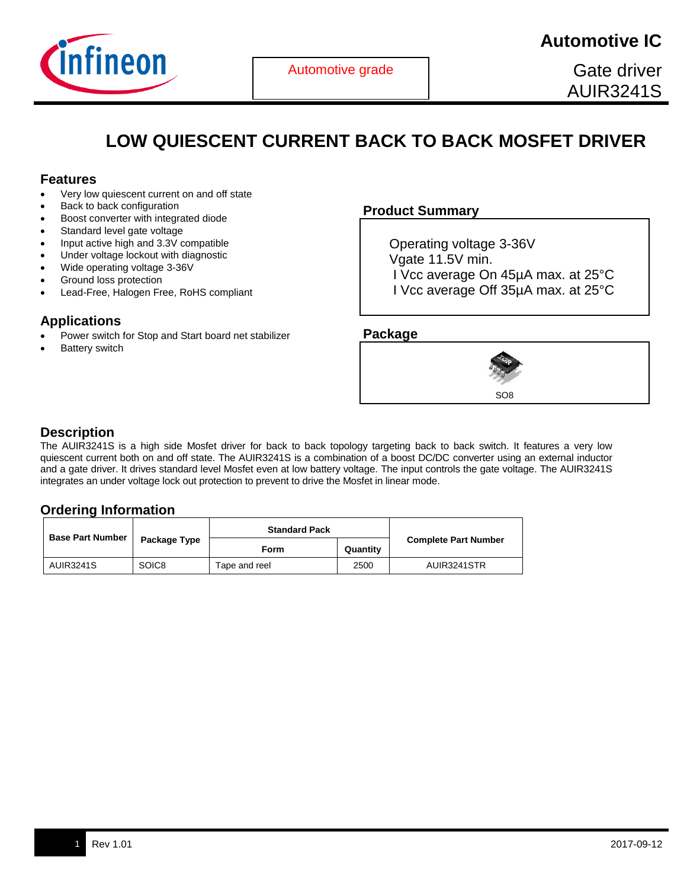Automotive grade

**Automotive IC**

Gate driver
AUIR3241S

# LOW QUIESCENT CURRENT BACK TO BACK MOSFET DRIVER

## Features

- Very low quiescent current on and off state
- Back to back configuration
- Boost converter with integrated diode
- Standard level gate voltage
- Input active high and 3.3V compatible
- Under voltage lockout with diagnostic
- Wide operating voltage 3-36V
- Ground loss protection
- Lead-Free, Halogen Free, RoHS compliant

## Product Summary

Operating voltage 3-36V
Vgate 11.5V min.
I Vcc average On 45µA max. at 25°C
I Vcc average Off 35µA max. at 25°C

## Applications

- Power switch for Stop and Start board net stabilizer
- Battery switch

## Package

SO8

## Description

The AUIR3241S is a high side Mosfet driver for back to back topology targeting back to back switch. It features a very low quiescent current both on and off state. The AUIR3241S is a combination of a boost DC/DC converter using an external inductor and a gate driver. It drives standard level Mosfet even at low battery voltage. The input controls the gate voltage. The AUIR3241S integrates an under voltage lock out protection to prevent to drive the Mosfet in linear mode.

## Ordering Information

| Base Part Number | Package Type | Standard Pack | | Complete Part Number |
|---|---|---|---|---|
| | | Form | Quantity | |
| AUIR3241S | SOIC8 | Tape and reel | 2500 | AUIR3241STR |

Rev 1.01 2017-09-12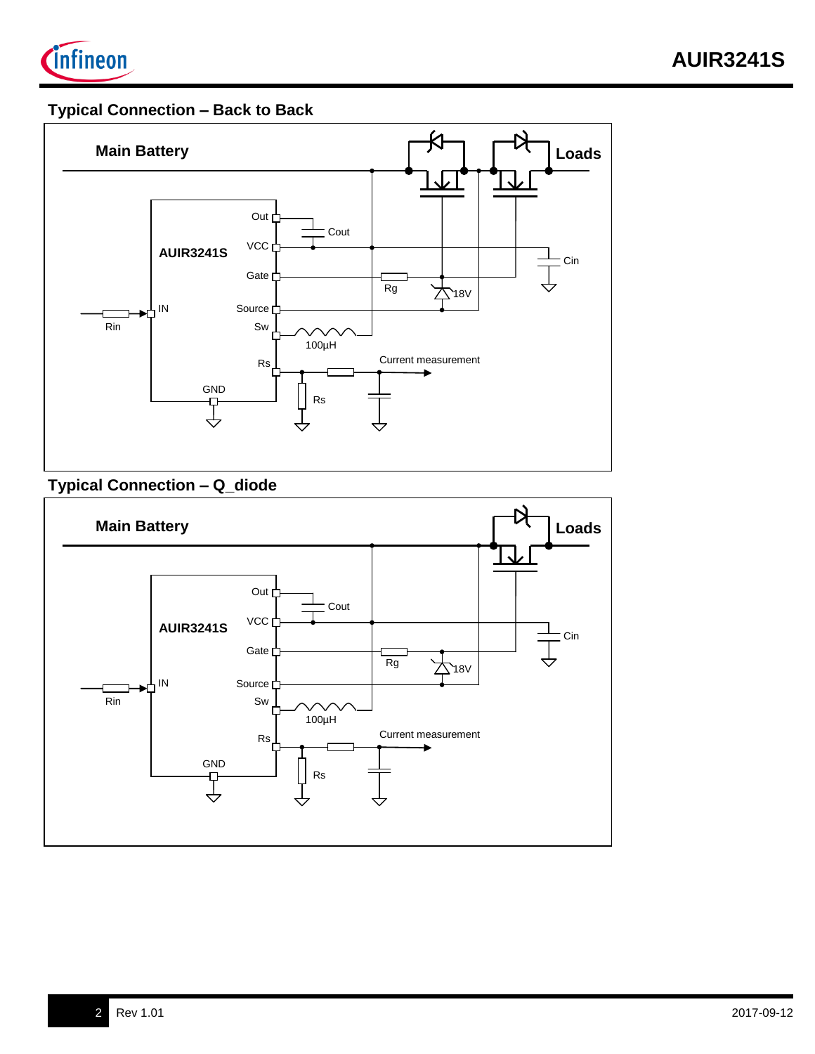## Typical Connection – Back to Back

Main Battery

Loads

AUIR3241S

Out

Cout

VCC

Cin

Gate

Rg

18V

IN

Rin

Source

Sw

100µH

Rs

Current measurement

GND

Rs

## Typical Connection – Q_diode

Main Battery

Loads

AUIR3241S

Out

Cout

VCC

Cin

Gate

Rg

18V

IN

Rin

Source

Sw

100µH

Rs

Current measurement

GND

Rs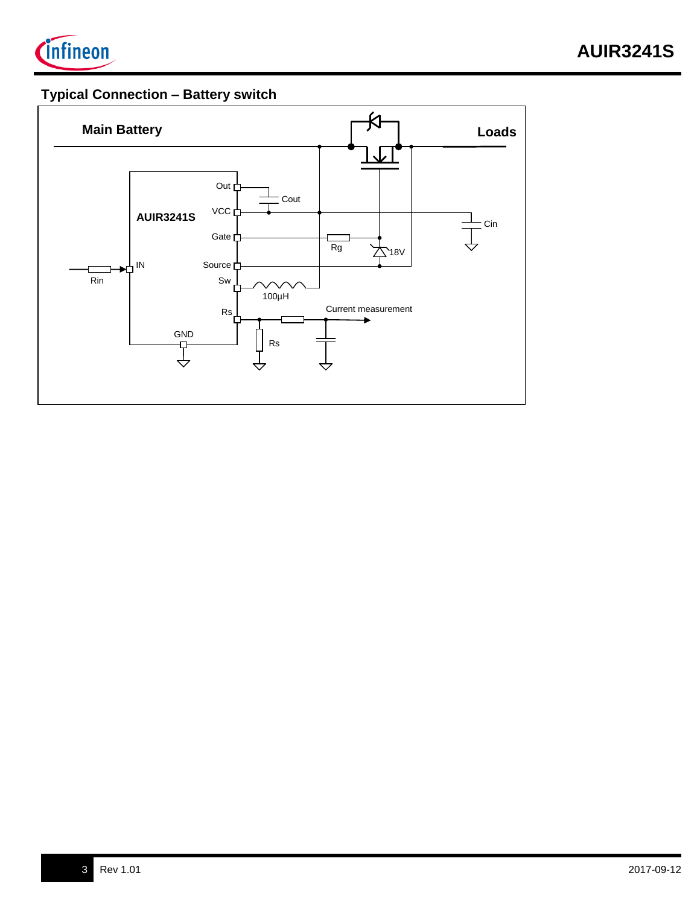## Typical Connection – Battery switch

Main Battery

Loads

AUIR3241S

Out

VCC

Gate

IN

Source

Sw

Rs

GND

Cout

Cin

Rg

18V

Rin

100µH

Current measurement

Rs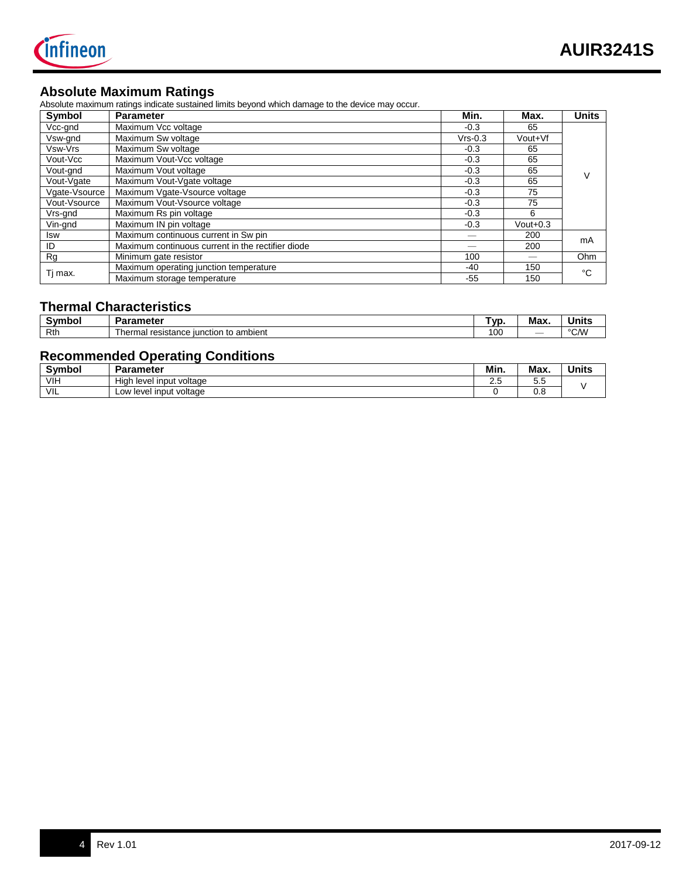## Absolute Maximum Ratings

Absolute maximum ratings indicate sustained limits beyond which damage to the device may occur.

| Symbol | Parameter | Min. | Max. | Units |
|---|---|---|---|---|
| Vcc-gnd | Maximum Vcc voltage | -0.3 | 65 | V |
| Vsw-gnd | Maximum Sw voltage | Vrs-0.3 | Vout+Vf | |
| Vsw-Vrs | Maximum Sw voltage | -0.3 | 65 | |
| Vout-Vcc | Maximum Vout-Vcc voltage | -0.3 | 65 | |
| Vout-gnd | Maximum Vout voltage | -0.3 | 65 | |
| Vout-Vgate | Maximum Vout-Vgate voltage | -0.3 | 65 | |
| Vgate-Vsource | Maximum Vgate-Vsource voltage | -0.3 | 75 | |
| Vout-Vsource | Maximum Vout-Vsource voltage | -0.3 | 75 | |
| Vrs-gnd | Maximum Rs pin voltage | -0.3 | 6 | |
| Vin-gnd | Maximum IN pin voltage | -0.3 | Vout+0.3 | |
| Isw | Maximum continuous current in Sw pin | — | 200 | mA |
| ID | Maximum continuous current in the rectifier diode | — | 200 | |
| Rg | Minimum gate resistor | 100 | — | Ohm |
| Tj max. | Maximum operating junction temperature | -40 | 150 | °C |
| | Maximum storage temperature | -55 | 150 | |

## Thermal Characteristics

| Symbol | Parameter | Typ. | Max. | Units |
|---|---|---|---|---|
| Rth | Thermal resistance junction to ambient | 100 | — | °C/W |

## Recommended Operating Conditions

| Symbol | Parameter | Min. | Max. | Units |
|---|---|---|---|---|
| VIH | High level input voltage | 2.5 | 5.5 | V |
| VIL | Low level input voltage | 0 | 0.8 | |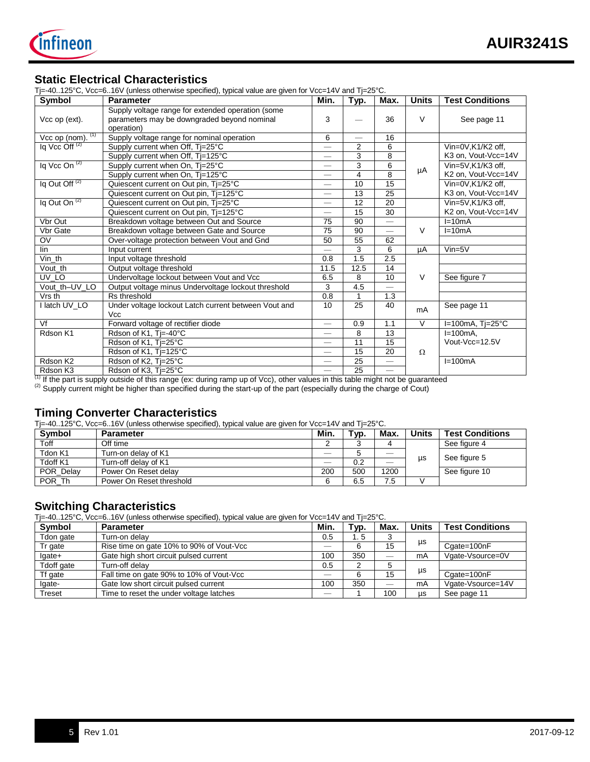## Static Electrical Characteristics

Tj=-40..125°C, Vcc=6..16V (unless otherwise specified), typical value are given for Vcc=14V and Tj=25°C.

| Symbol | Parameter | Min. | Typ. | Max. | Units | Test Conditions |
|---|---|---|---|---|---|---|
| Vcc op (ext). | Supply voltage range for extended operation (some parameters may be downgraded beyond nominal operation) | 3 | — | 36 | V | See page 11 |
| Vcc op (nom). [1] | Supply voltage range for nominal operation | 6 | — | 16 | | |
| Iq Vcc Off [2] | Supply current when Off, Tj=25°C | — | 2 | 6 | µA | Vin=0V,K1/K2 off, K3 on, Vout-Vcc=14V |
| | Supply current when Off, Tj=125°C | — | 3 | 8 | | |
| Iq Vcc On [2] | Supply current when On, Tj=25°C | — | 3 | 6 | | Vin=5V,K1/K3 off, K2 on, Vout-Vcc=14V |
| | Supply current when On, Tj=125°C | — | 4 | 8 | | |
| Iq Out Off [2] | Quiescent current on Out pin, Tj=25°C | — | 10 | 15 | | Vin=0V,K1/K2 off, K3 on, Vout-Vcc=14V |
| | Quiescent current on Out pin, Tj=125°C | — | 13 | 25 | | |
| Iq Out On [2] | Quiescent current on Out pin, Tj=25°C | — | 12 | 20 | | Vin=5V,K1/K3 off, K2 on, Vout-Vcc=14V |
| | Quiescent current on Out pin, Tj=125°C | — | 15 | 30 | | |
| Vbr Out | Breakdown voltage between Out and Source | 75 | 90 | — | V | I=10mA |
| Vbr Gate | Breakdown voltage between Gate and Source | 75 | 90 | — | | I=10mA |
| OV | Over-voltage protection between Vout and Gnd | 50 | 55 | 62 | | |
| Iin | Input current | — | 3 | 6 | µA | Vin=5V |
| Vin_th | Input voltage threshold | 0.8 | 1.5 | 2.5 | V | |
| Vout_th | Output voltage threshold | 11.5 | 12.5 | 14 | | |
| UV_LO | Undervoltage lockout between Vout and Vcc | 6.5 | 8 | 10 | | See figure 7 |
| Vout_th–UV_LO | Output voltage minus Undervoltage lockout threshold | 3 | 4.5 | — | | |
| Vrs th | Rs threshold | 0.8 | 1 | 1.3 | | |
| I latch UV_LO | Under voltage lockout Latch current between Vout and Vcc | 10 | 25 | 40 | mA | See page 11 |
| Vf | Forward voltage of rectifier diode | — | 0.9 | 1.1 | V | I=100mA, Tj=25°C |
| Rdson K1 | Rdson of K1, Tj=-40°C | — | 8 | 13 | Ω | I=100mA, Vout-Vcc=12.5V |
| | Rdson of K1, Tj=25°C | — | 11 | 15 | | |
| | Rdson of K1, Tj=125°C | — | 15 | 20 | | |
| Rdson K2 | Rdson of K2, Tj=25°C | — | 25 | — | | I=100mA |
| Rdson K3 | Rdson of K3, Tj=25°C | — | 25 | — | | |

[1] If the part is supply outside of this range (ex: during ramp up of Vcc), other values in this table might not be guaranteed
[2] Supply current might be higher than specified during the start-up of the part (especially during the charge of Cout)

## Timing Converter Characteristics

Tj=-40..125°C, Vcc=6..16V (unless otherwise specified), typical value are given for Vcc=14V and Tj=25°C.

| Symbol | Parameter | Min. | Typ. | Max. | Units | Test Conditions |
|---|---|---|---|---|---|---|
| Toff | Off time | 2 | 3 | 4 | µs | See figure 4 |
| Tdon K1 | Turn-on delay of K1 | — | 5 | — | | See figure 5 |
| Tdoff K1 | Turn-off delay of K1 | — | 0.2 | — | | |
| POR_Delay | Power On Reset delay | 200 | 500 | 1200 | | See figure 10 |
| POR_Th | Power On Reset threshold | 6 | 6.5 | 7.5 | V | |

## Switching Characteristics

Tj=-40..125°C, Vcc=6..16V (unless otherwise specified), typical value are given for Vcc=14V and Tj=25°C.

| Symbol | Parameter | Min. | Typ. | Max. | Units | Test Conditions |
|---|---|---|---|---|---|---|
| Tdon gate | Turn-on delay | 0.5 | 1. 5 | 3 | µs | Cgate=100nF |
| Tr gate | Rise time on gate 10% to 90% of Vout-Vcc | — | 6 | 15 | | |
| Igate+ | Gate high short circuit pulsed current | 100 | 350 | — | mA | Vgate-Vsource=0V |
| Tdoff gate | Turn-off delay | 0.5 | 2 | 5 | µs | Cgate=100nF |
| Tf gate | Fall time on gate 90% to 10% of Vout-Vcc | — | 6 | 15 | | |
| Igate- | Gate low short circuit pulsed current | 100 | 350 | — | mA | Vgate-Vsource=14V |
| Treset | Time to reset the under voltage latches | — | 1 | 100 | µs | See page 11 |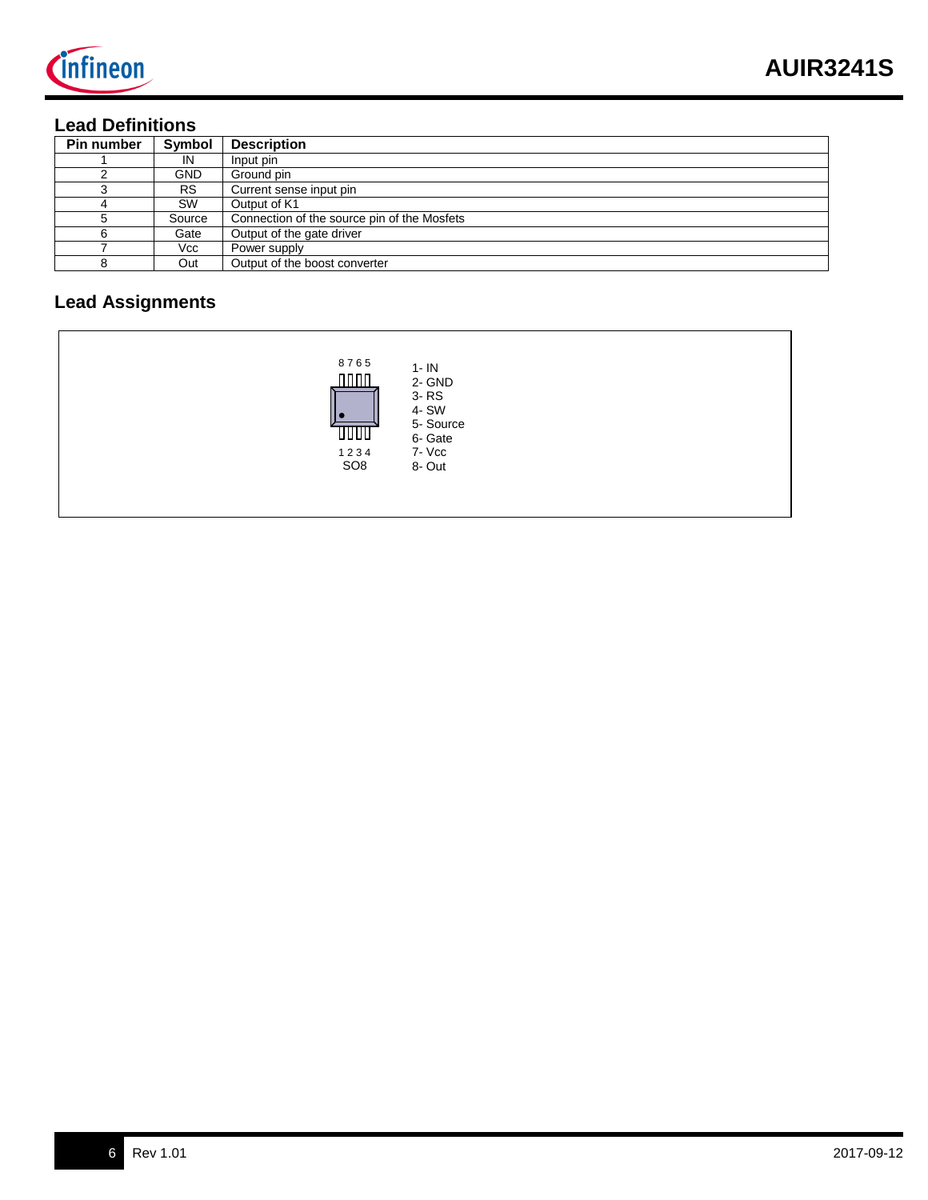## Lead Definitions

| Pin number | Symbol | Description |
|---|---|---|
| 1 | IN | Input pin |
| 2 | GND | Ground pin |
| 3 | RS | Current sense input pin |
| 4 | SW | Output of K1 |
| 5 | Source | Connection of the source pin of the Mosfets |
| 6 | Gate | Output of the gate driver |
| 7 | Vcc | Power supply |
| 8 | Out | Output of the boost converter |

## Lead Assignments

8 7 6 5

1 2 3 4

SO8

1- IN
2- GND
3- RS
4- SW
5- Source
6- Gate
7- Vcc
8- Out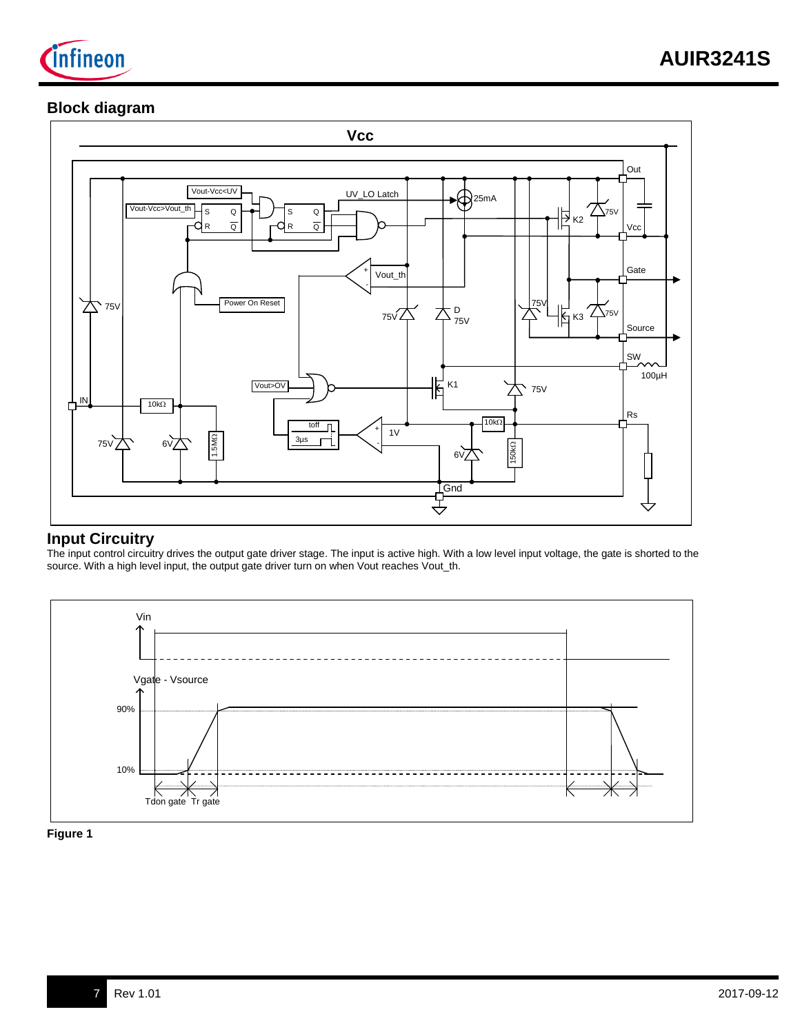## Block diagram

## Input Circuitry

The input control circuitry drives the output gate driver stage. The input is active high. With a low level input voltage, the gate is shorted to the source. With a high level input, the output gate driver turn on when Vout reaches Vout_th.

**Figure 1**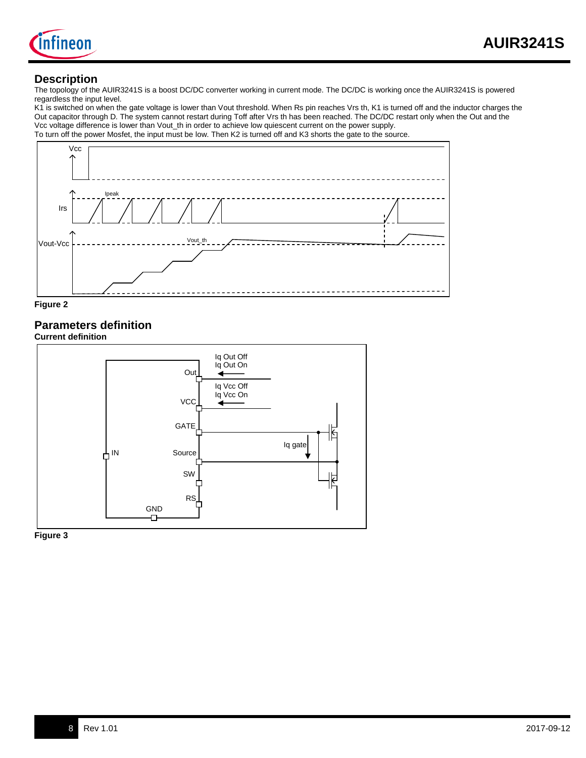## Description

The topology of the AUIR3241S is a boost DC/DC converter working in current mode. The DC/DC is working once the AUIR3241S is powered regardless the input level.

K1 is switched on when the gate voltage is lower than Vout threshold. When Rs pin reaches Vrs th, K1 is turned off and the inductor charges the Out capacitor through D. The system cannot restart during Toff after Vrs th has been reached. The DC/DC restart only when the Out and the Vcc voltage difference is lower than Vout_th in order to achieve low quiescent current on the power supply.

To turn off the power Mosfet, the input must be low. Then K2 is turned off and K3 shorts the gate to the source.

**Figure 2**

## Parameters definition

**Current definition**

**Figure 3**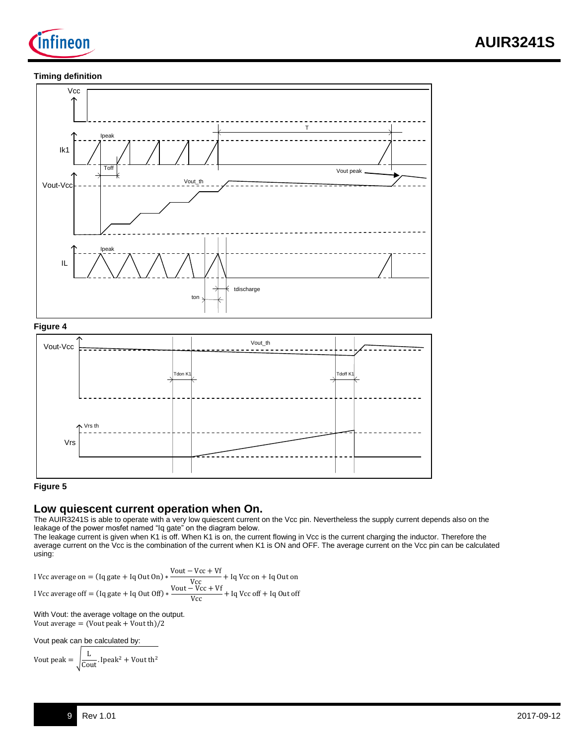**Timing definition**

**Figure 4**

**Figure 5**

## Low quiescent current operation when On.

The AUIR3241S is able to operate with a very low quiescent current on the Vcc pin. Nevertheless the supply current depends also on the leakage of the power mosfet named “Iq gate” on the diagram below.
The leakage current is given when K1 is off. When K1 is on, the current flowing in Vcc is the current charging the inductor. Therefore the average current on the Vcc is the combination of the current when K1 is ON and OFF. The average current on the Vcc pin can be calculated using:

$$\mathrm{I\,Vcc\ average\ on} = (\mathrm{Iq\ gate} + \mathrm{Iq\ Out\ On}) * \frac{\mathrm{Vout} - \mathrm{Vcc} + \mathrm{Vf}}{\mathrm{Vcc}} + \mathrm{Iq\ Vcc\ on} + \mathrm{Iq\ Out\ on}$$

$$\mathrm{I\,Vcc\ average\ off} = (\mathrm{Iq\ gate} + \mathrm{Iq\ Out\ Off}) * \frac{\mathrm{Vout} - \mathrm{Vcc} + \mathrm{Vf}}{\mathrm{Vcc}} + \mathrm{Iq\ Vcc\ off} + \mathrm{Iq\ Out\ off}$$

With Vout: the average voltage on the output.

$$\mathrm{Vout\ average} = (\mathrm{Vout\ peak} + \mathrm{Vout\ th})/2$$

Vout peak can be calculated by:

$$\mathrm{Vout\ peak} = \sqrt{\frac{\mathrm{L}}{\mathrm{Cout}} . \mathrm{Ipeak}^2 + \mathrm{Vout\ th}^2}$$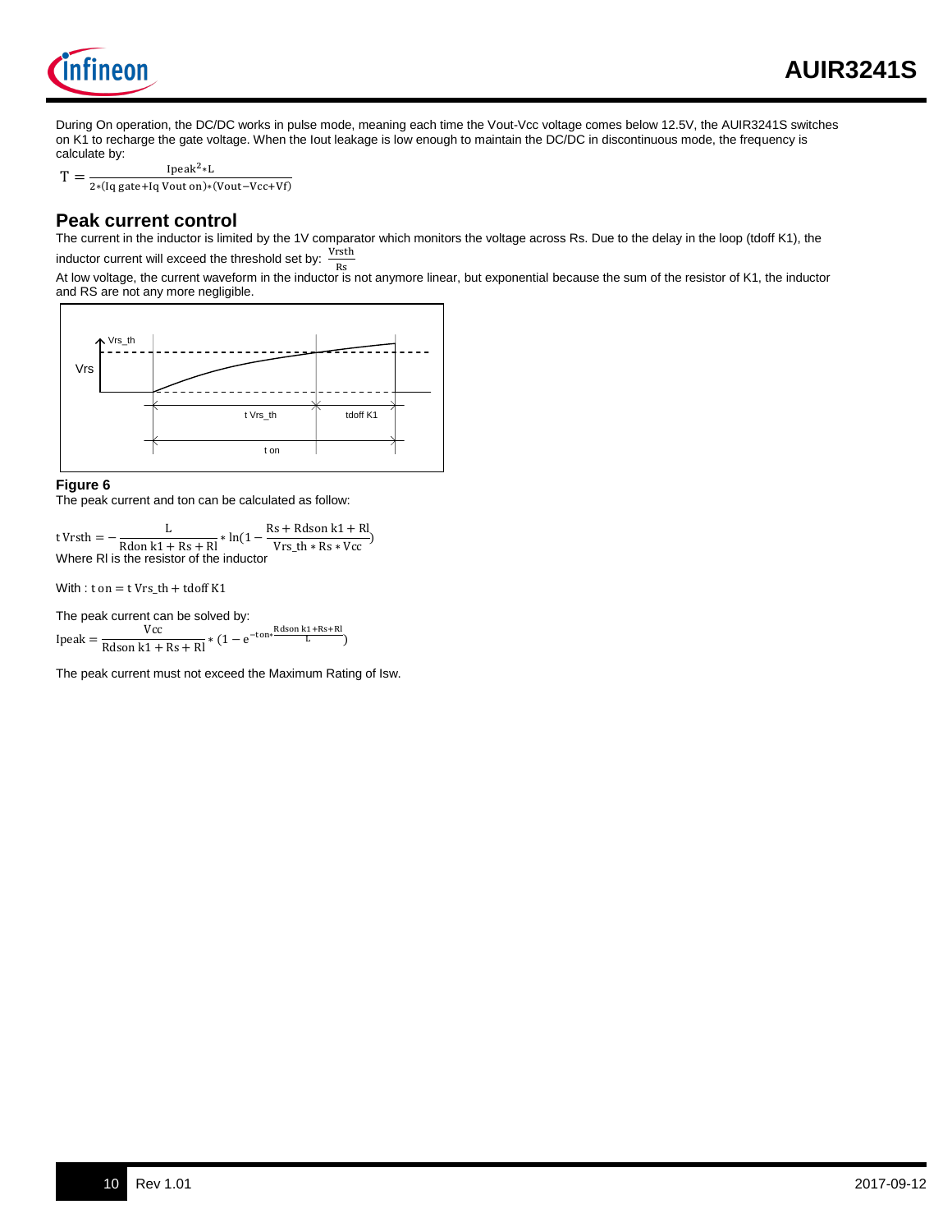During On operation, the DC/DC works in pulse mode, meaning each time the Vout-Vcc voltage comes below 12.5V, the AUIR3241S switches on K1 to recharge the gate voltage. When the Iout leakage is low enough to maintain the DC/DC in discontinuous mode, the frequency is calculate by:

$$T = \frac{Ipeak^2 * L}{2*(Iq\ gate + Iq\ Vout\ on)*(Vout - Vcc + Vf)}$$

## Peak current control

The current in the inductor is limited by the 1V comparator which monitors the voltage across Rs. Due to the delay in the loop (tdoff K1), the inductor current will exceed the threshold set by: $\frac{Vrsth}{Rs}$

At low voltage, the current waveform in the inductor is not anymore linear, but exponential because the sum of the resistor of K1, the inductor and RS are not any more negligible.

**Figure 6**

The peak current and ton can be calculated as follow:

$$t\ Vrsth = -\frac{L}{Rdon\ k1 + Rs + Rl} * \ln\left(1 - \frac{Rs + Rdson\ k1 + Rl}{Vrs\_th * Rs * Vcc}\right)$$

Where Rl is the resistor of the inductor

With : $t\ on = t\ Vrs\_th + tdoff\ K1$

The peak current can be solved by:

$$Ipeak = \frac{Vcc}{Rdson\ k1 + Rs + Rl} * \left(1 - e^{-ton * \frac{Rdson\ k1 + Rs + Rl}{L}}\right)$$

The peak current must not exceed the Maximum Rating of Isw.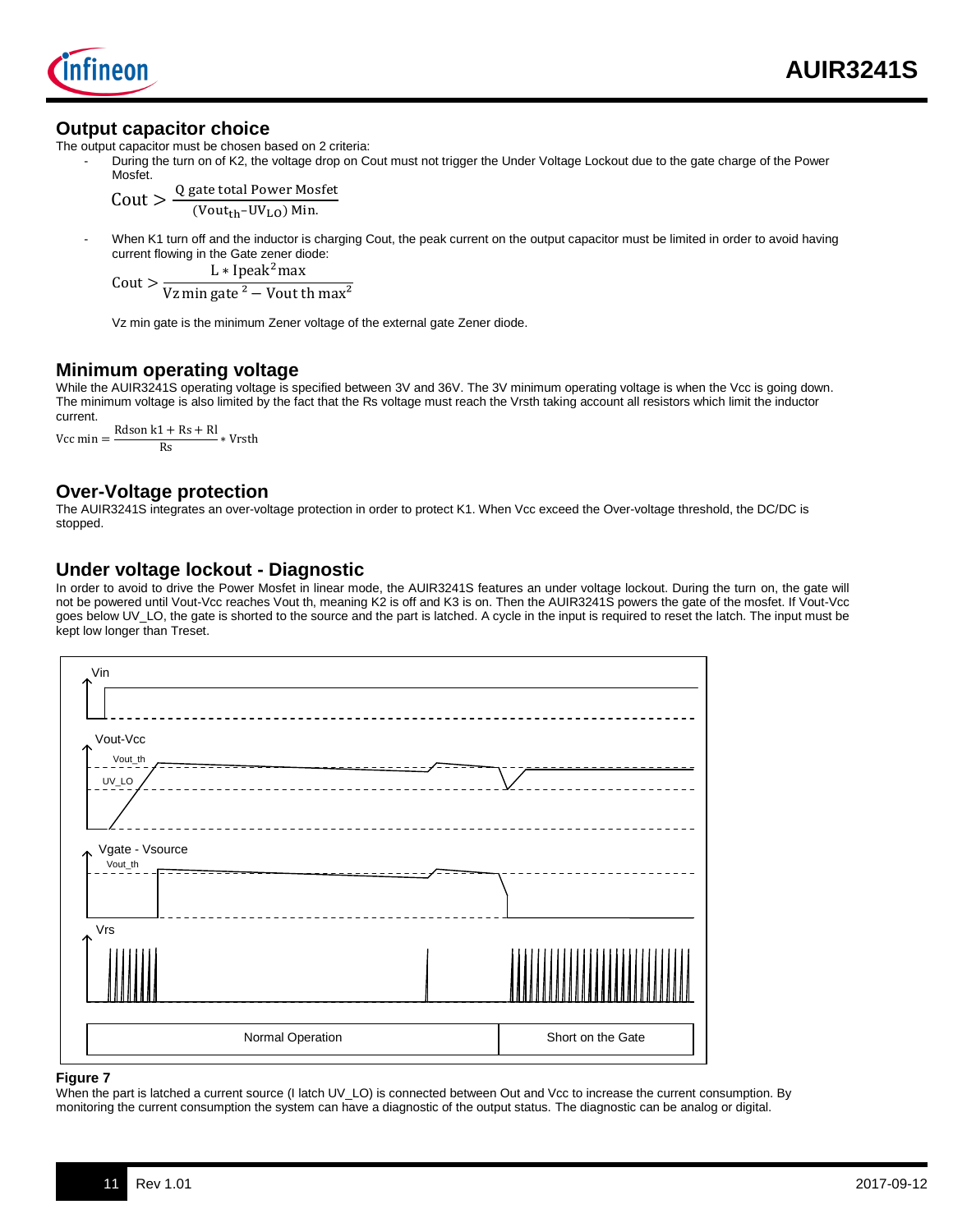## Output capacitor choice

The output capacitor must be chosen based on 2 criteria:

- During the turn on of K2, the voltage drop on Cout must not trigger the Under Voltage Lockout due to the gate charge of the Power Mosfet.

$$\text{Cout} > \frac{\text{Q gate total Power Mosfet}}{(\text{Vout}_{\text{th}} - \text{UV}_{\text{LO}})\ \text{Min.}}$$

- When K1 turn off and the inductor is charging Cout, the peak current on the output capacitor must be limited in order to avoid having current flowing in the Gate zener diode:

$$\text{Cout} > \frac{\text{L} * \text{Ipeak}^2\text{max}}{\text{Vz min gate}^2 - \text{Vout th max}^2}$$

Vz min gate is the minimum Zener voltage of the external gate Zener diode.

## Minimum operating voltage

While the AUIR3241S operating voltage is specified between 3V and 36V. The 3V minimum operating voltage is when the Vcc is going down. The minimum voltage is also limited by the fact that the Rs voltage must reach the Vrsth taking account all resistors which limit the inductor current.

$$\text{Vcc min} = \frac{\text{Rdson k1} + \text{Rs} + \text{Rl}}{\text{Rs}} * \text{Vrsth}$$

## Over-Voltage protection

The AUIR3241S integrates an over-voltage protection in order to protect K1. When Vcc exceed the Over-voltage threshold, the DC/DC is stopped.

## Under voltage lockout - Diagnostic

In order to avoid to drive the Power Mosfet in linear mode, the AUIR3241S features an under voltage lockout. During the turn on, the gate will not be powered until Vout-Vcc reaches Vout th, meaning K2 is off and K3 is on. Then the AUIR3241S powers the gate of the mosfet. If Vout-Vcc goes below UV_LO, the gate is shorted to the source and the part is latched. A cycle in the input is required to reset the latch. The input must be kept low longer than Treset.

**Figure 7**

When the part is latched a current source (I latch UV_LO) is connected between Out and Vcc to increase the current consumption. By monitoring the current consumption the system can have a diagnostic of the output status. The diagnostic can be analog or digital.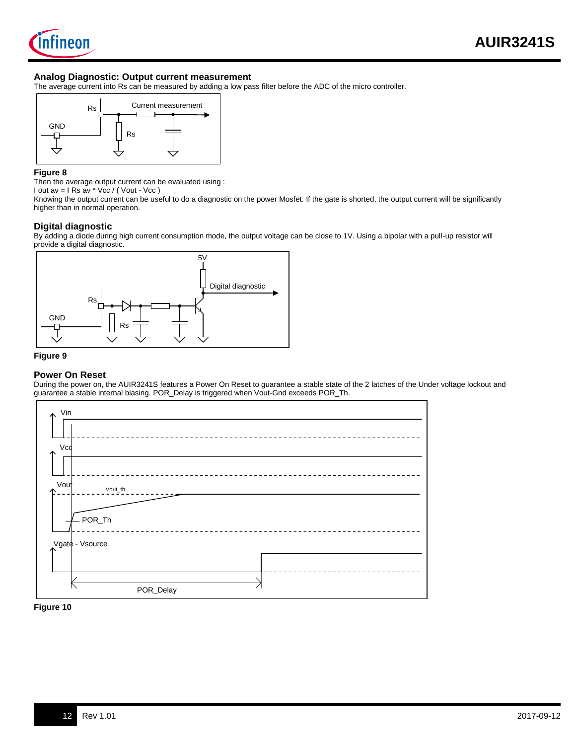## Analog Diagnostic: Output current measurement

The average current into Rs can be measured by adding a low pass filter before the ADC of the micro controller.

**Figure 8**

Then the average output current can be evaluated using :

I out av = I Rs av * Vcc / ( Vout - Vcc )

Knowing the output current can be useful to do a diagnostic on the power Mosfet. If the gate is shorted, the output current will be significantly higher than in normal operation.

## Digital diagnostic

By adding a diode during high current consumption mode, the output voltage can be close to 1V. Using a bipolar with a pull-up resistor will provide a digital diagnostic.

**Figure 9**

## Power On Reset

During the power on, the AUIR3241S features a Power On Reset to guarantee a stable state of the 2 latches of the Under voltage lockout and guarantee a stable internal biasing. POR_Delay is triggered when Vout-Gnd exceeds POR_Th.

**Figure 10**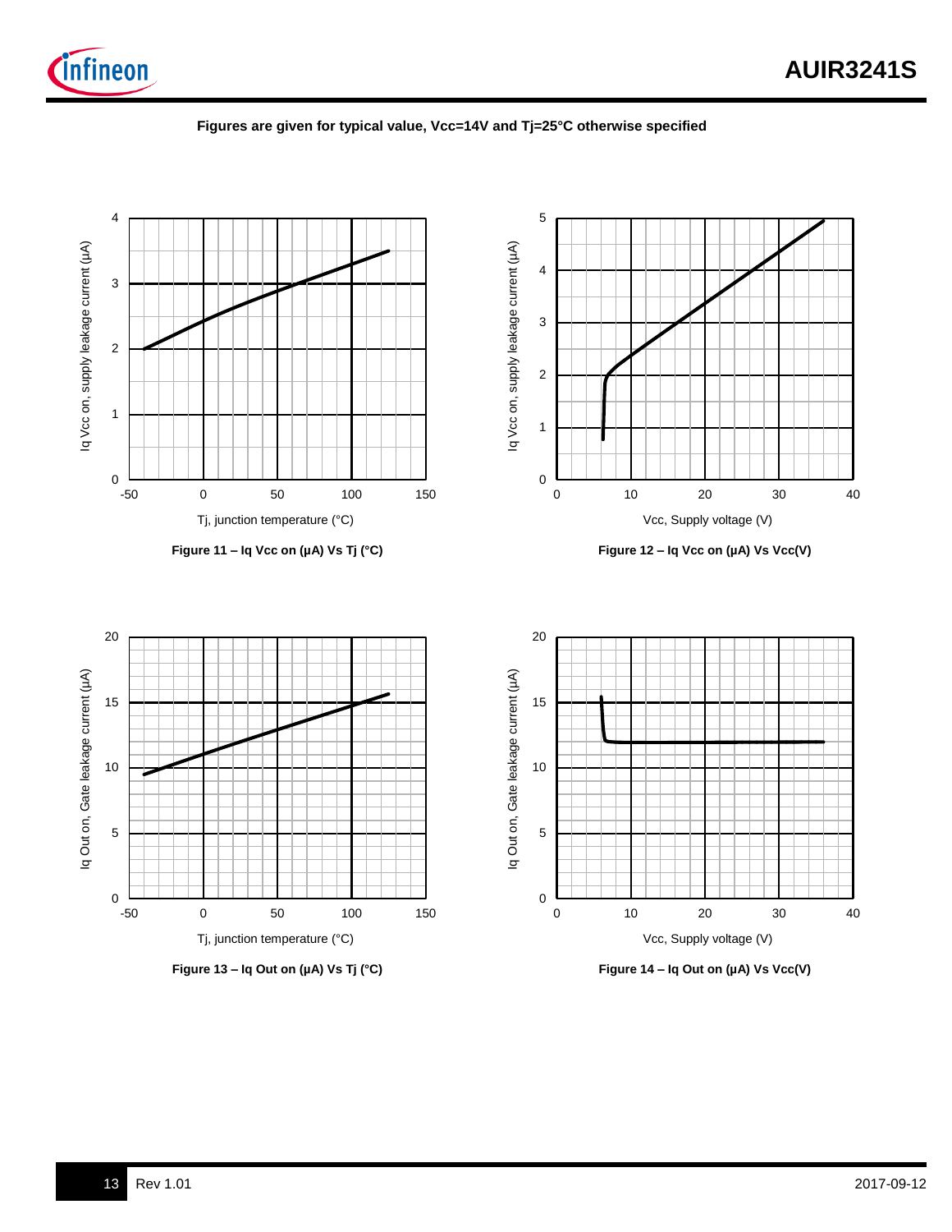Figures are given for typical value, Vcc=14V and Tj=25°C otherwise specified

Figure 11 – Iq Vcc on (µA) Vs Tj (°C)

Figure 12 – Iq Vcc on (µA) Vs Vcc(V)

Figure 13 – Iq Out on (µA) Vs Tj (°C)

Figure 14 – Iq Out on (µA) Vs Vcc(V)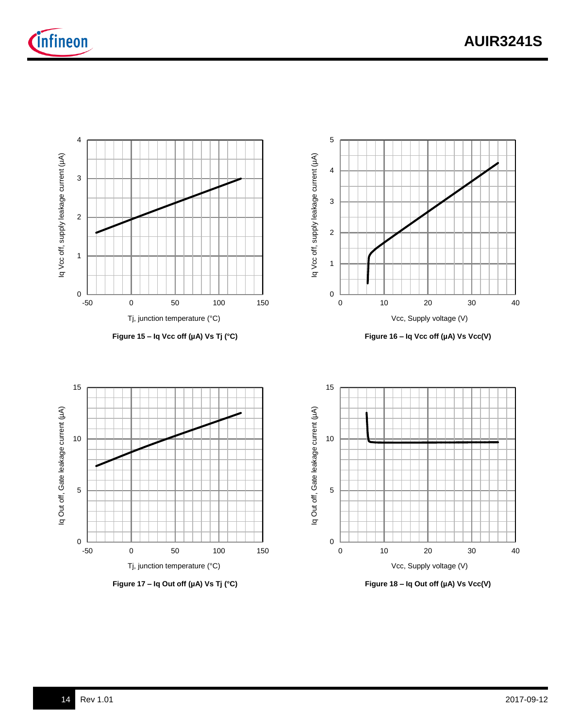Figure 15 – Iq Vcc off (µA) Vs Tj (°C)

Figure 16 – Iq Vcc off (µA) Vs Vcc(V)

Figure 17 – Iq Out off (µA) Vs Tj (°C)

Figure 18 – Iq Out off (µA) Vs Vcc(V)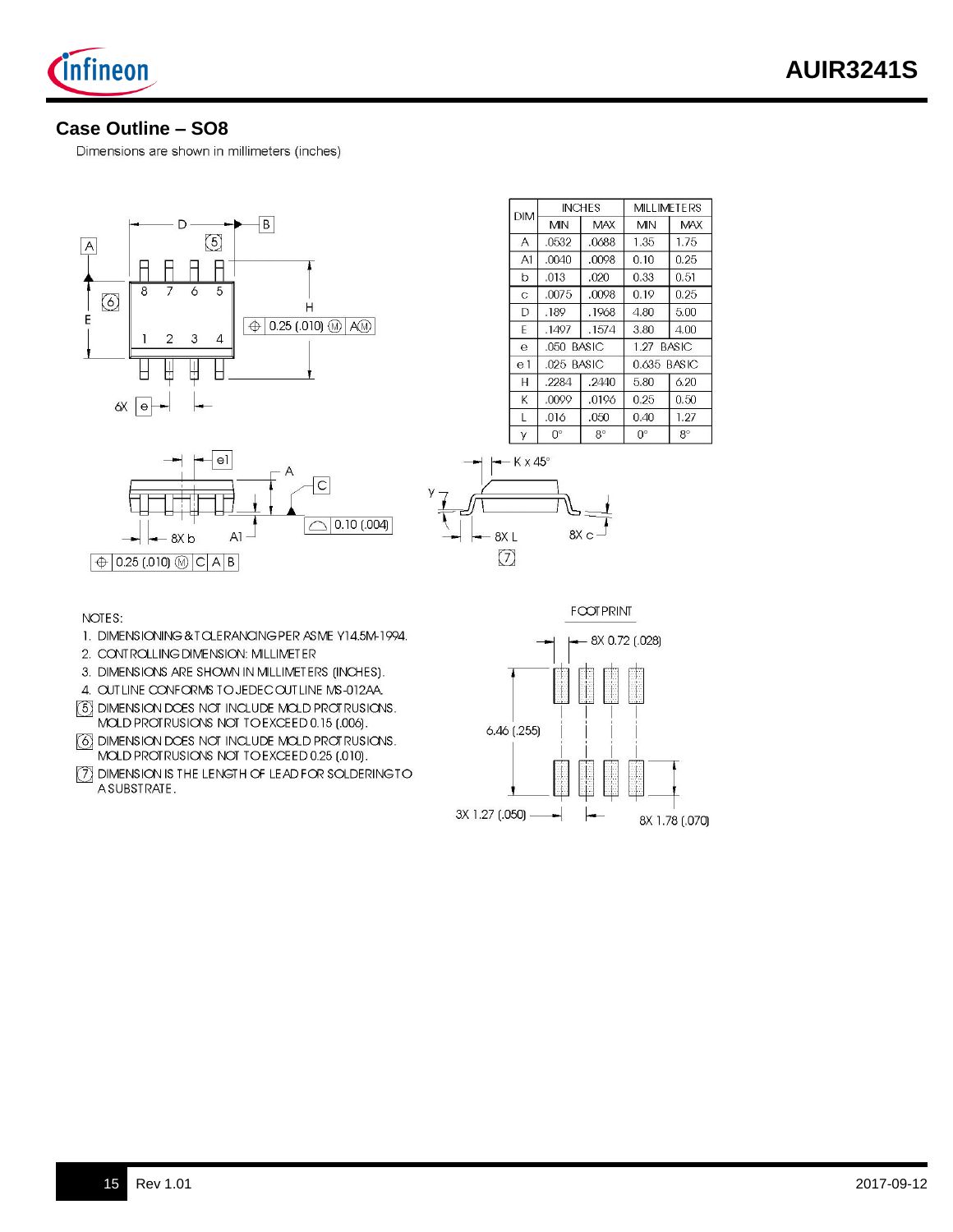## Case Outline – SO8

Dimensions are shown in millimeters (inches)

| DIM | INCHES | | MILLIMETERS | |
|---|---|---|---|---|
| | MIN | MAX | MIN | MAX |
| A | .0532 | .0688 | 1.35 | 1.75 |
| A1 | .0040 | .0098 | 0.10 | 0.25 |
| b | .013 | .020 | 0.33 | 0.51 |
| c | .0075 | .0098 | 0.19 | 0.25 |
| D | .189 | .1968 | 4.80 | 5.00 |
| E | .1497 | .1574 | 3.80 | 4.00 |
| e | .050 BASIC | | 1.27 BASIC | |
| e1 | .025 BASIC | | 0.635 BASIC | |
| H | .2284 | .2440 | 5.80 | 6.20 |
| K | .0099 | .0196 | 0.25 | 0.50 |
| L | .016 | .050 | 0.40 | 1.27 |
| y | 0° | 8° | 0° | 8° |

NOTES:

1. DIMENSIONING & TOLERANCING PER ASME Y14.5M-1994.
2. CONTROLLING DIMENSION: MILLIMETER
3. DIMENSIONS ARE SHOWN IN MILLIMETERS [INCHES].
4. OUTLINE CONFORMS TO JEDEC OUTLINE MS-012AA.
5. DIMENSION DOES NOT INCLUDE MOLD PROTRUSIONS. MOLD PROTRUSIONS NOT TO EXCEED 0.15 [.006].
6. DIMENSION DOES NOT INCLUDE MOLD PROTRUSIONS. MOLD PROTRUSIONS NOT TO EXCEED 0.25 [.010].
7. DIMENSION IS THE LENGTH OF LEAD FOR SOLDERING TO A SUBSTRATE.

FOOTPRINT

- 8X 0.72 [.028]
- 6.46 [.255]
- 3X 1.27 [.050]
- 8X 1.78 [.070]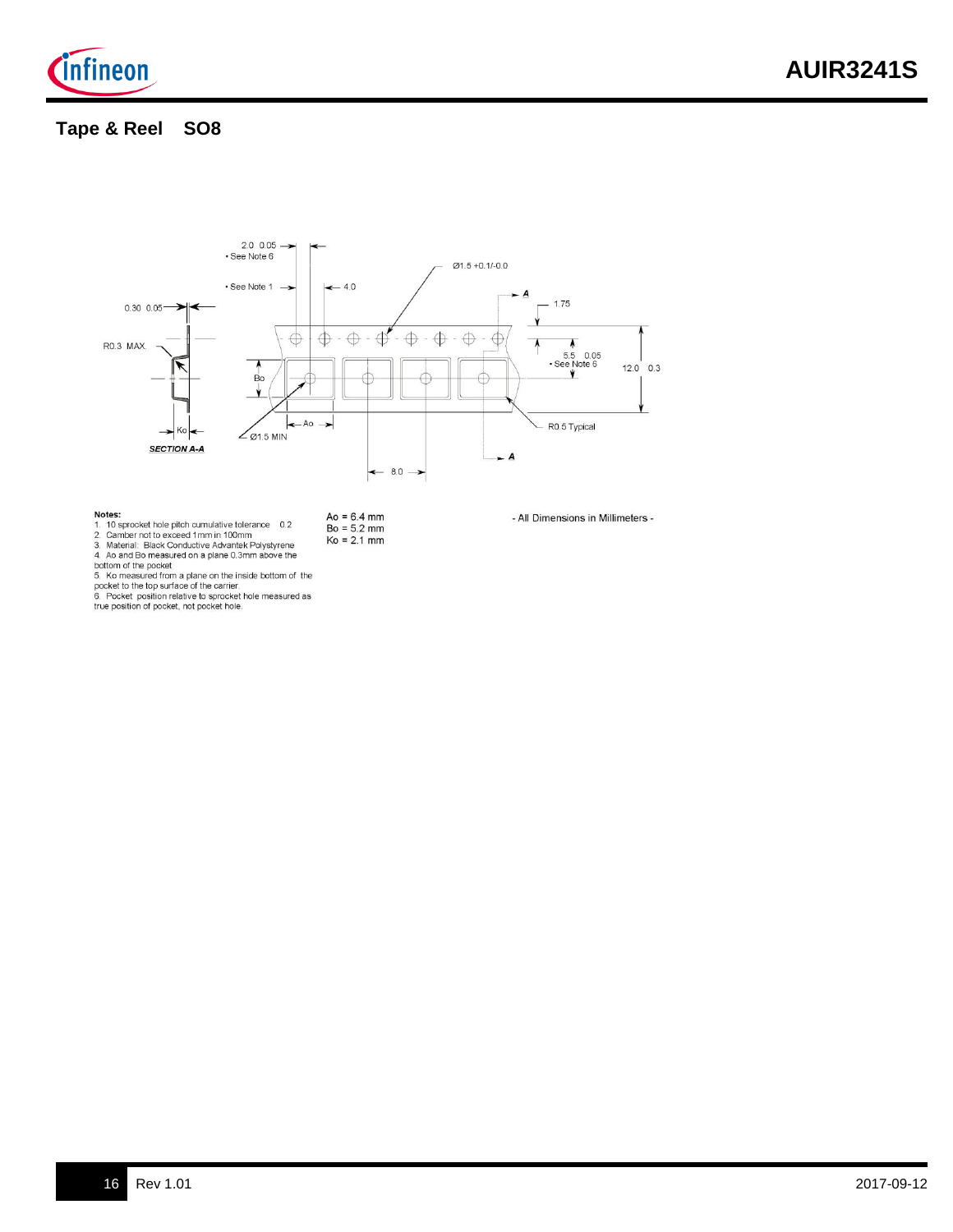## Tape & Reel SO8

**Notes:**
1. 10 sprocket hole pitch cumulative tolerance ±0.2
2. Camber not to exceed 1mm in 100mm
3. Material: Black Conductive Advantek Polystyrene
4. Ao and Bo measured on a plane 0.3mm above the bottom of the pocket
5. Ko measured from a plane on the inside bottom of the pocket to the top surface of the carrier.
6. Pocket position relative to sprocket hole measured as true position of pocket, not pocket hole.

Ao = 6.4 mm
Bo = 5.2 mm
Ko = 2.1 mm

- All Dimensions in Millimeters -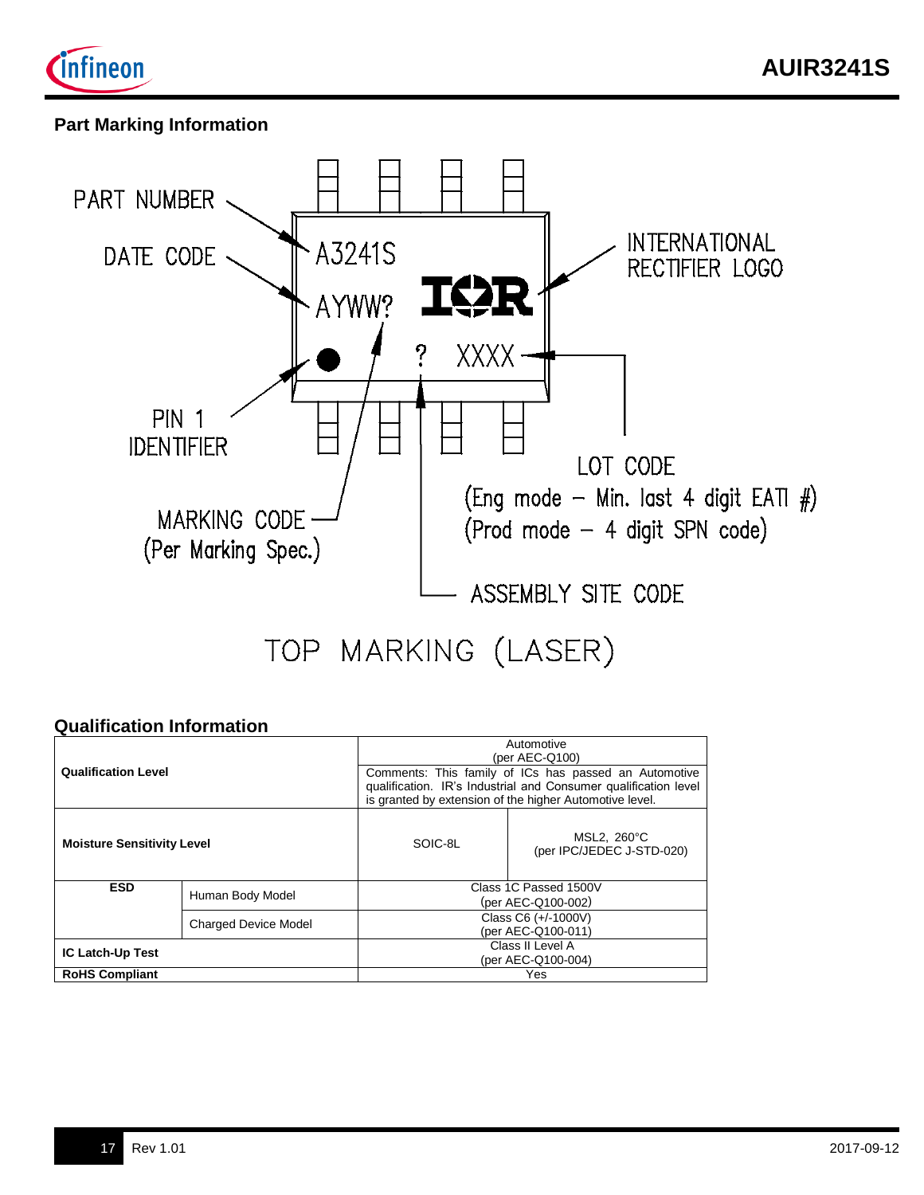## Part Marking Information

PART NUMBER

DATE CODE

A3241S

AYWW?

INTERNATIONAL RECTIFIER LOGO

? XXXX

PIN 1 IDENTIFIER

LOT CODE
(Eng mode – Min. last 4 digit EATI #)
(Prod mode – 4 digit SPN code)

MARKING CODE
(Per Marking Spec.)

ASSEMBLY SITE CODE

TOP MARKING (LASER)

## Qualification Information

| | | | |
|---|---|---|---|
| **Qualification Level** | | Automotive (per AEC-Q100) <br> Comments: This family of ICs has passed an Automotive qualification. IR's Industrial and Consumer qualification level is granted by extension of the higher Automotive level. | |
| **Moisture Sensitivity Level** | | SOIC-8L | MSL2, 260°C (per IPC/JEDEC J-STD-020) |
| **ESD** | Human Body Model | Class 1C Passed 1500V (per AEC-Q100-002) | |
| | Charged Device Model | Class C6 (+/-1000V) (per AEC-Q100-011) | |
| **IC Latch-Up Test** | | Class II Level A (per AEC-Q100-004) | |
| **RoHS Compliant** | | Yes | |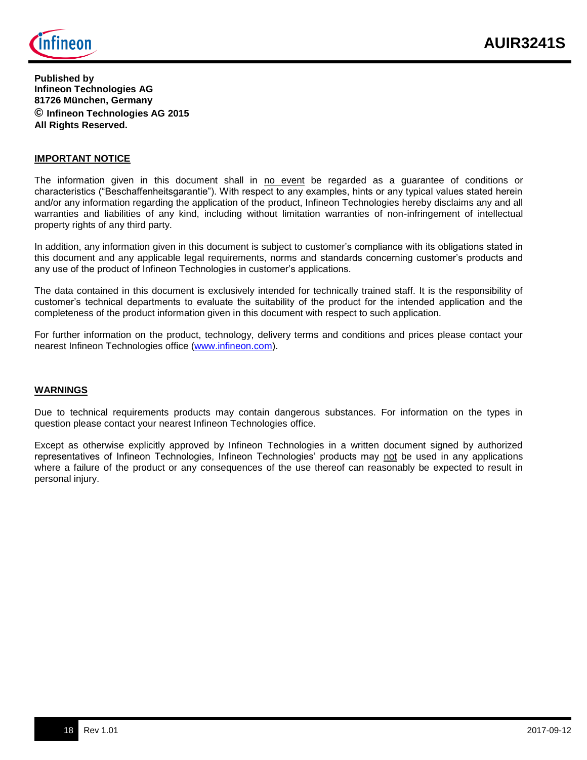**Published by**
**Infineon Technologies AG**
**81726 München, Germany**
**© Infineon Technologies AG 2015**
**All Rights Reserved.**

## IMPORTANT NOTICE

The information given in this document shall in no event be regarded as a guarantee of conditions or characteristics (“Beschaffenheitsgarantie”). With respect to any examples, hints or any typical values stated herein and/or any information regarding the application of the product, Infineon Technologies hereby disclaims any and all warranties and liabilities of any kind, including without limitation warranties of non-infringement of intellectual property rights of any third party.

In addition, any information given in this document is subject to customer’s compliance with its obligations stated in this document and any applicable legal requirements, norms and standards concerning customer’s products and any use of the product of Infineon Technologies in customer’s applications.

The data contained in this document is exclusively intended for technically trained staff. It is the responsibility of customer’s technical departments to evaluate the suitability of the product for the intended application and the completeness of the product information given in this document with respect to such application.

For further information on the product, technology, delivery terms and conditions and prices please contact your nearest Infineon Technologies office (www.infineon.com).

## WARNINGS

Due to technical requirements products may contain dangerous substances. For information on the types in question please contact your nearest Infineon Technologies office.

Except as otherwise explicitly approved by Infineon Technologies in a written document signed by authorized representatives of Infineon Technologies, Infineon Technologies’ products may not be used in any applications where a failure of the product or any consequences of the use thereof can reasonably be expected to result in personal injury.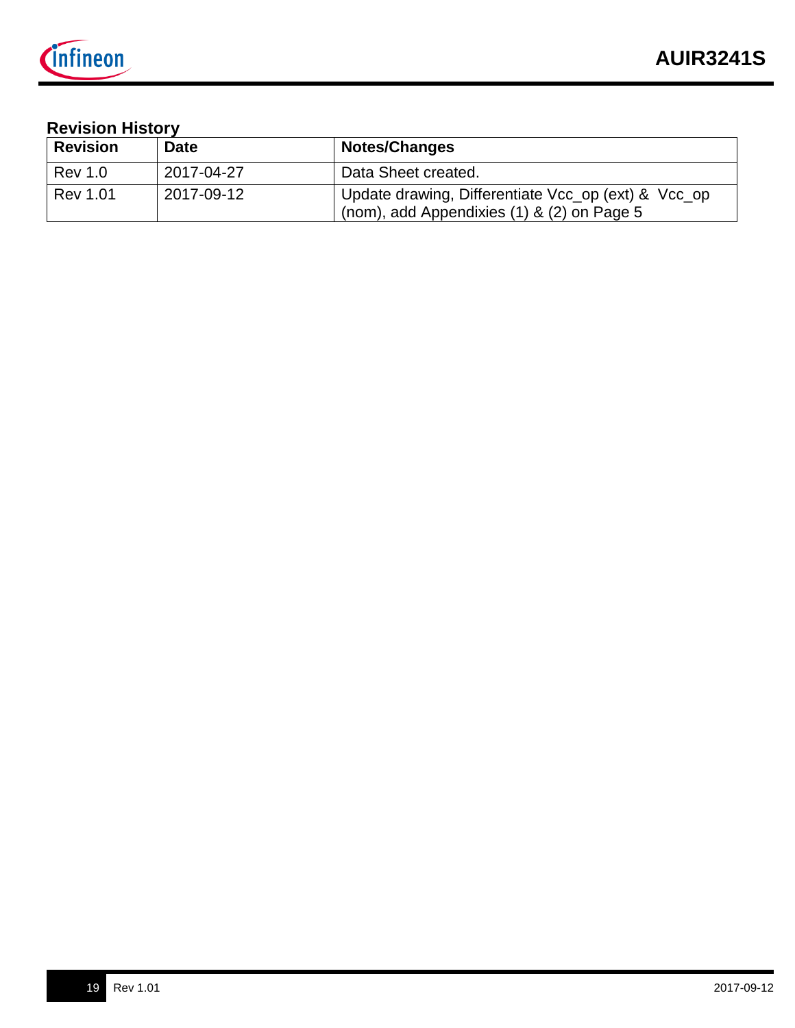## Revision History

| Revision | Date | Notes/Changes |
|---|---|---|
| Rev 1.0 | 2017-04-27 | Data Sheet created. |
| Rev 1.01 | 2017-09-12 | Update drawing, Differentiate Vcc_op (ext) & Vcc_op (nom), add Appendixies (1) & (2) on Page 5 |